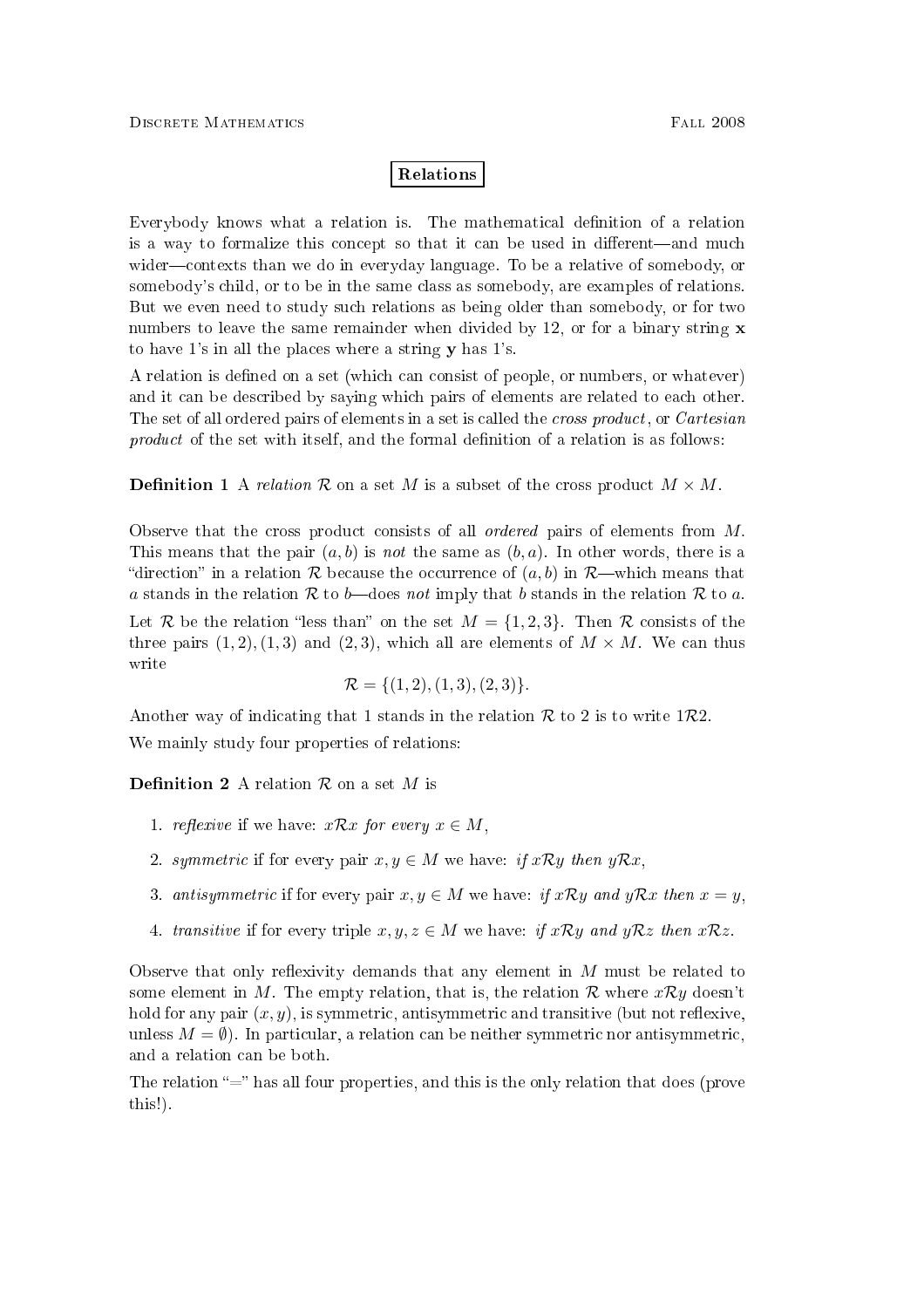# Relations

Everybody knows what a relation is. The mathematical definition of a relation is a way to formalize this concept so that it can be used in different—and much wider—contexts than we do in everyday language. To be a relative of somebody, or somebody's child, or to be in the same class as somebody, are examples of relations. But we even need to study such relations as being older than somebody, or for two numbers to leave the same remainder when divided by 12, or for a binary string $\mathbf{x}$ to have 1's in all the places where a string $\mathbf{y}$ has 1's.

A relation is defined on a set (which can consist of people, or numbers, or whatever) and it can be described by saying which pairs of elements are related to each other. The set of all ordered pairs of elements in a set is called the *cross product*, or *Cartesian product* of the set with itself, and the formal definition of a relation is as follows:

**Definition 1** A *relation* $\mathcal{R}$ on a set $M$ is a subset of the cross product $M \times M$.

Observe that the cross product consists of all *ordered* pairs of elements from $M$. This means that the pair $(a, b)$ is *not* the same as $(b, a)$. In other words, there is a "direction" in a relation $\mathcal{R}$ because the occurrence of $(a, b)$ in $\mathcal{R}$—which means that $a$ stands in the relation $\mathcal{R}$ to $b$—does *not* imply that $b$ stands in the relation $\mathcal{R}$ to $a$.

Let $\mathcal{R}$ be the relation "less than" on the set $M = \{1, 2, 3\}$. Then $\mathcal{R}$ consists of the three pairs $(1, 2), (1, 3)$ and $(2, 3)$, which all are elements of $M \times M$. We can thus write

$$\mathcal{R} = \{(1, 2), (1, 3), (2, 3)\}.$$

Another way of indicating that 1 stands in the relation $\mathcal{R}$ to 2 is to write $1\mathcal{R}2$.

We mainly study four properties of relations:

**Definition 2** A relation $\mathcal{R}$ on a set $M$ is

1. *reflexive* if we have: *$x\mathcal{R}x$ for every $x \in M$*,
2. *symmetric* if for every pair $x, y \in M$ we have: *if $x\mathcal{R}y$ then $y\mathcal{R}x$*,
3. *antisymmetric* if for every pair $x, y \in M$ we have: *if $x\mathcal{R}y$ and $y\mathcal{R}x$ then $x = y$*,
4. *transitive* if for every triple $x, y, z \in M$ we have: *if $x\mathcal{R}y$ and $y\mathcal{R}z$ then $x\mathcal{R}z$*.

Observe that only reflexivity demands that any element in $M$ must be related to some element in $M$. The empty relation, that is, the relation $\mathcal{R}$ where $x\mathcal{R}y$ doesn't hold for any pair $(x, y)$, is symmetric, antisymmetric and transitive (but not reflexive, unless $M = \emptyset$). In particular, a relation can be neither symmetric nor antisymmetric, and a relation can be both.

The relation "=" has all four properties, and this is the only relation that does (prove this!).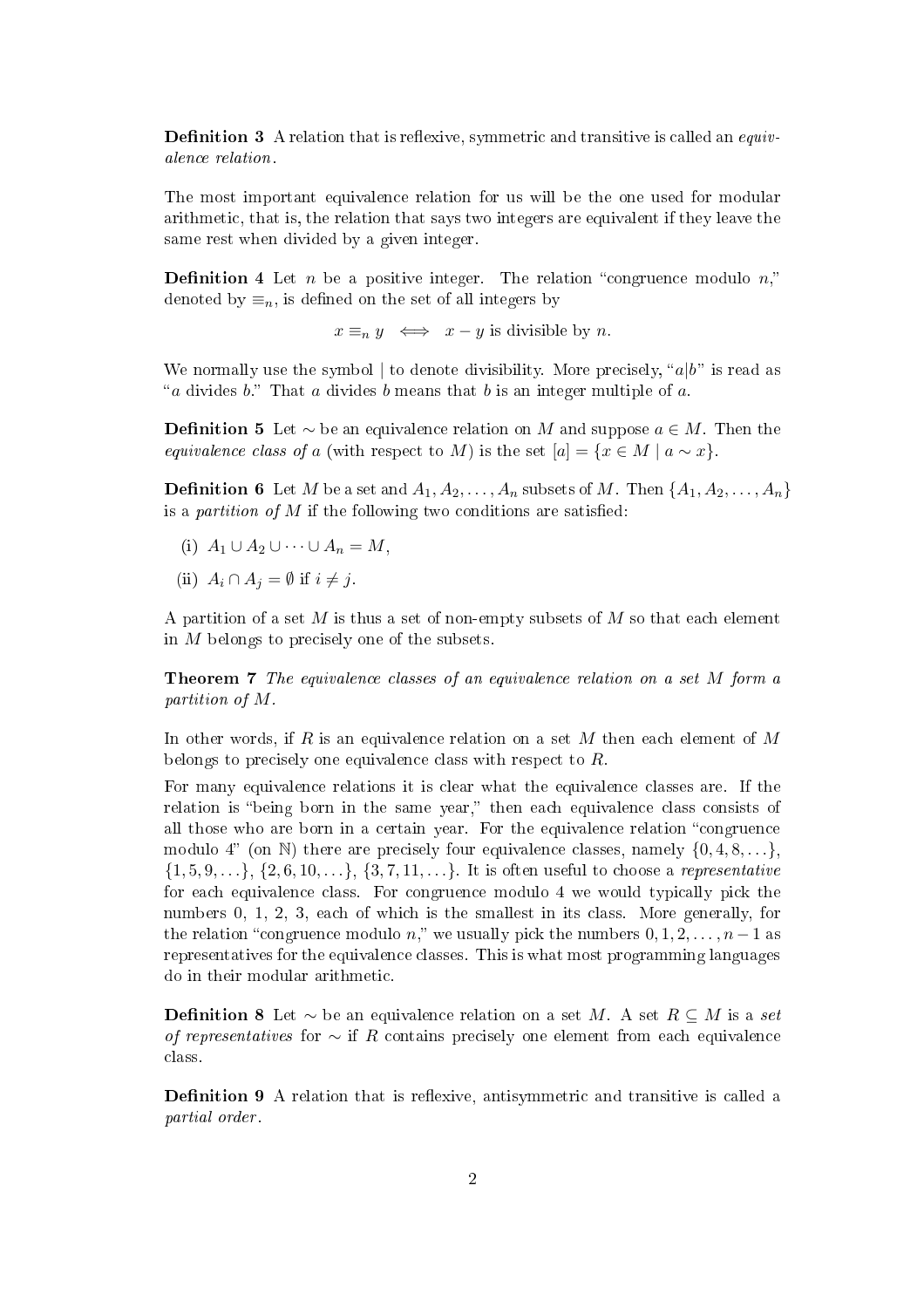**Definition 3** A relation that is reflexive, symmetric and transitive is called an *equivalence relation*.

The most important equivalence relation for us will be the one used for modular arithmetic, that is, the relation that says two integers are equivalent if they leave the same rest when divided by a given integer.

**Definition 4** Let $n$ be a positive integer. The relation "congruence modulo $n$," denoted by $\equiv_n$, is defined on the set of all integers by

$$x \equiv_n y \iff x - y \text{ is divisible by } n.$$

We normally use the symbol $|$ to denote divisibility. More precisely, "$a|b$" is read as "$a$ divides $b$." That $a$ divides $b$ means that $b$ is an integer multiple of $a$.

**Definition 5** Let $\sim$ be an equivalence relation on $M$ and suppose $a \in M$. Then the *equivalence class of* $a$ (with respect to $M$) is the set $[a] = \{x \in M \mid a \sim x\}$.

**Definition 6** Let $M$ be a set and $A_1, A_2, \ldots, A_n$ subsets of $M$. Then $\{A_1, A_2, \ldots, A_n\}$ is a *partition of* $M$ if the following two conditions are satisfied:

(i) $A_1 \cup A_2 \cup \cdots \cup A_n = M$,

(ii) $A_i \cap A_j = \emptyset$ if $i \neq j$.

A partition of a set $M$ is thus a set of non-empty subsets of $M$ so that each element in $M$ belongs to precisely one of the subsets.

**Theorem 7** *The equivalence classes of an equivalence relation on a set $M$ form a partition of $M$.*

In other words, if $R$ is an equivalence relation on a set $M$ then each element of $M$ belongs to precisely one equivalence class with respect to $R$.

For many equivalence relations it is clear what the equivalence classes are. If the relation is "being born in the same year," then each equivalence class consists of all those who are born in a certain year. For the equivalence relation "congruence modulo 4" (on $\mathbb{N}$) there are precisely four equivalence classes, namely $\{0, 4, 8, \ldots\}$, $\{1, 5, 9, \ldots\}$, $\{2, 6, 10, \ldots\}$, $\{3, 7, 11, \ldots\}$. It is often useful to choose a *representative* for each equivalence class. For congruence modulo 4 we would typically pick the numbers 0, 1, 2, 3, each of which is the smallest in its class. More generally, for the relation "congruence modulo $n$," we usually pick the numbers $0, 1, 2, \ldots, n-1$ as representatives for the equivalence classes. This is what most programming languages do in their modular arithmetic.

**Definition 8** Let $\sim$ be an equivalence relation on a set $M$. A set $R \subseteq M$ is a *set of representatives* for $\sim$ if $R$ contains precisely one element from each equivalence class.

**Definition 9** A relation that is reflexive, antisymmetric and transitive is called a *partial order*.